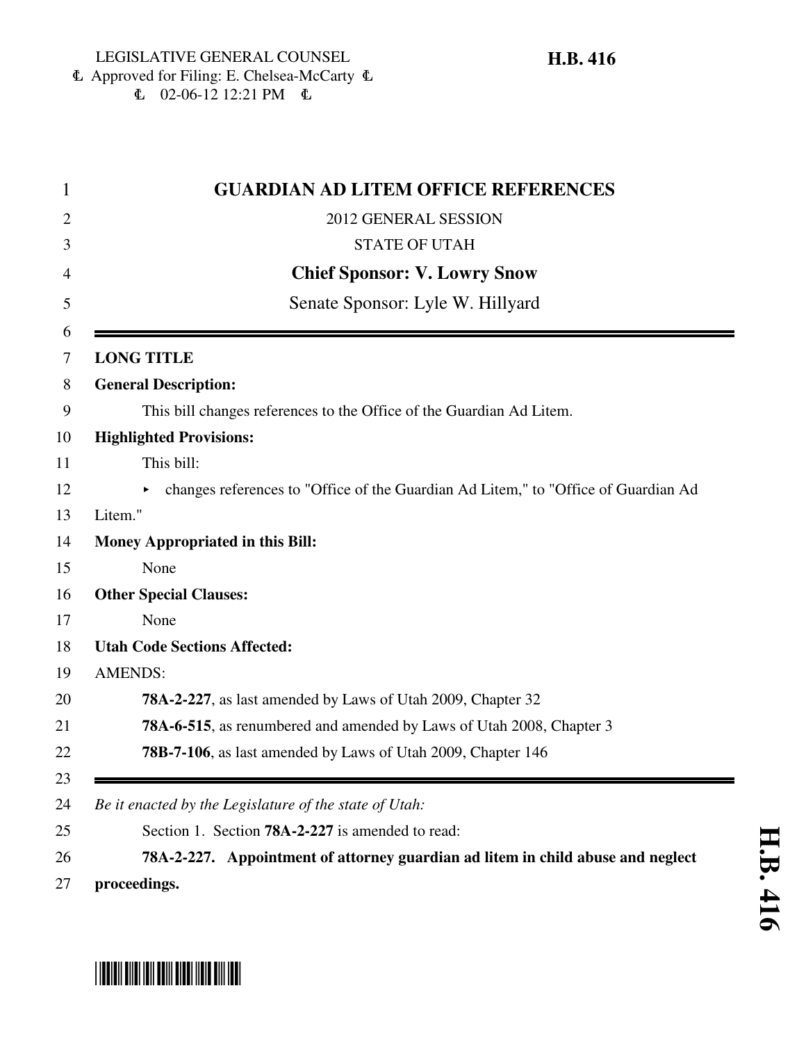LEGISLATIVE GENERAL COUNSEL
Approved for Filing: E. Chelsea-McCarty
02-06-12 12:21 PM

**H.B. 416**

# GUARDIAN AD LITEM OFFICE REFERENCES

2012 GENERAL SESSION

STATE OF UTAH

**Chief Sponsor: V. Lowry Snow**

Senate Sponsor: Lyle W. Hillyard

---

**LONG TITLE**

**General Description:**

This bill changes references to the Office of the Guardian Ad Litem.

**Highlighted Provisions:**

This bill:

- changes references to "Office of the Guardian Ad Litem," to "Office of Guardian Ad Litem."

**Money Appropriated in this Bill:**

None

**Other Special Clauses:**

None

**Utah Code Sections Affected:**

AMENDS:

**78A-2-227**, as last amended by Laws of Utah 2009, Chapter 32

**78A-6-515**, as renumbered and amended by Laws of Utah 2008, Chapter 3

**78B-7-106**, as last amended by Laws of Utah 2009, Chapter 146

---

*Be it enacted by the Legislature of the state of Utah:*

Section 1. Section **78A-2-227** is amended to read:

**78A-2-227. Appointment of attorney guardian ad litem in child abuse and neglect proceedings.**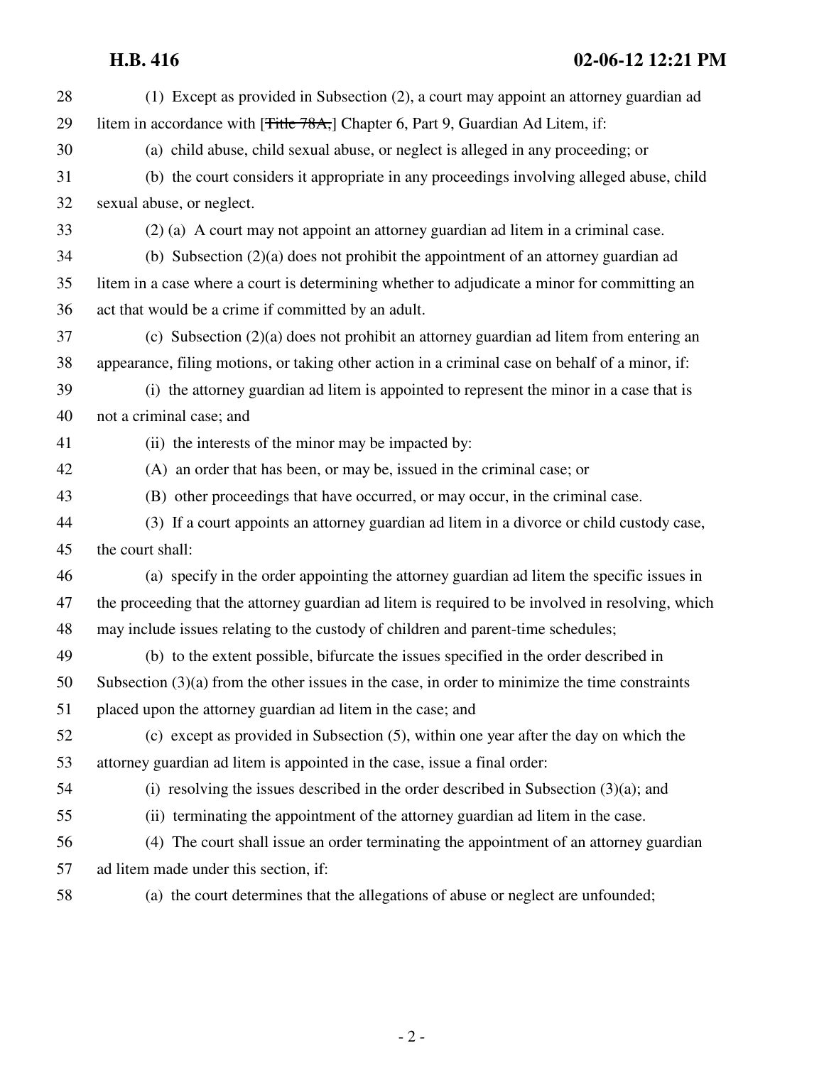(1) Except as provided in Subsection (2), a court may appoint an attorney guardian ad litem in accordance with [~~Title 78A,~~] Chapter 6, Part 9, Guardian Ad Litem, if:

(a) child abuse, child sexual abuse, or neglect is alleged in any proceeding; or

(b) the court considers it appropriate in any proceedings involving alleged abuse, child sexual abuse, or neglect.

(2) (a) A court may not appoint an attorney guardian ad litem in a criminal case.

(b) Subsection (2)(a) does not prohibit the appointment of an attorney guardian ad litem in a case where a court is determining whether to adjudicate a minor for committing an act that would be a crime if committed by an adult.

(c) Subsection (2)(a) does not prohibit an attorney guardian ad litem from entering an appearance, filing motions, or taking other action in a criminal case on behalf of a minor, if:

(i) the attorney guardian ad litem is appointed to represent the minor in a case that is not a criminal case; and

(ii) the interests of the minor may be impacted by:

(A) an order that has been, or may be, issued in the criminal case; or

(B) other proceedings that have occurred, or may occur, in the criminal case.

(3) If a court appoints an attorney guardian ad litem in a divorce or child custody case, the court shall:

(a) specify in the order appointing the attorney guardian ad litem the specific issues in the proceeding that the attorney guardian ad litem is required to be involved in resolving, which may include issues relating to the custody of children and parent-time schedules;

(b) to the extent possible, bifurcate the issues specified in the order described in Subsection (3)(a) from the other issues in the case, in order to minimize the time constraints placed upon the attorney guardian ad litem in the case; and

(c) except as provided in Subsection (5), within one year after the day on which the attorney guardian ad litem is appointed in the case, issue a final order:

(i) resolving the issues described in the order described in Subsection (3)(a); and

(ii) terminating the appointment of the attorney guardian ad litem in the case.

(4) The court shall issue an order terminating the appointment of an attorney guardian ad litem made under this section, if:

(a) the court determines that the allegations of abuse or neglect are unfounded;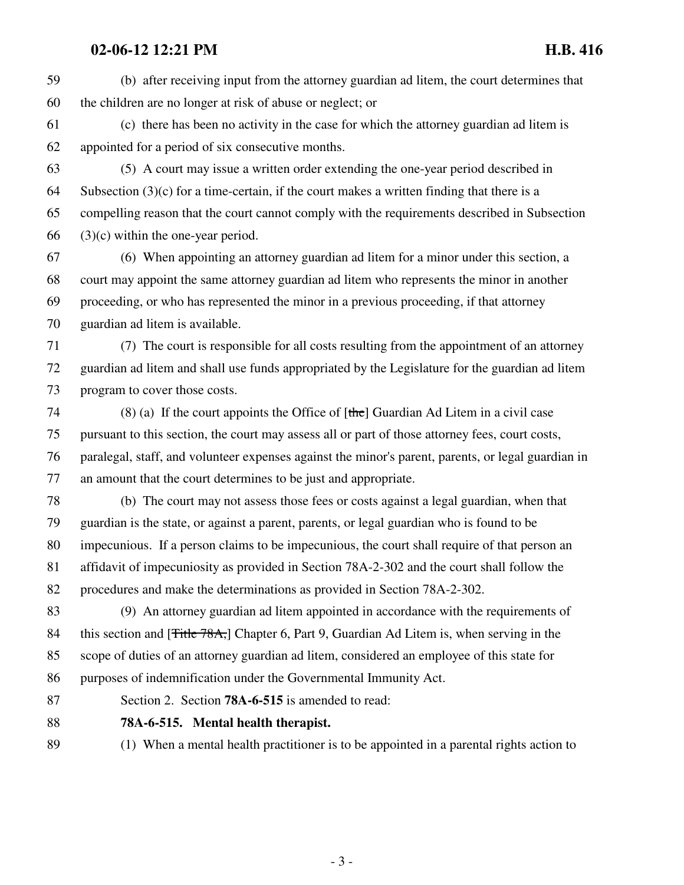(b) after receiving input from the attorney guardian ad litem, the court determines that the children are no longer at risk of abuse or neglect; or

(c) there has been no activity in the case for which the attorney guardian ad litem is appointed for a period of six consecutive months.

(5) A court may issue a written order extending the one-year period described in Subsection (3)(c) for a time-certain, if the court makes a written finding that there is a compelling reason that the court cannot comply with the requirements described in Subsection (3)(c) within the one-year period.

(6) When appointing an attorney guardian ad litem for a minor under this section, a court may appoint the same attorney guardian ad litem who represents the minor in another proceeding, or who has represented the minor in a previous proceeding, if that attorney guardian ad litem is available.

(7) The court is responsible for all costs resulting from the appointment of an attorney guardian ad litem and shall use funds appropriated by the Legislature for the guardian ad litem program to cover those costs.

(8) (a) If the court appoints the Office of [~~the~~] Guardian Ad Litem in a civil case pursuant to this section, the court may assess all or part of those attorney fees, court costs, paralegal, staff, and volunteer expenses against the minor's parent, parents, or legal guardian in an amount that the court determines to be just and appropriate.

(b) The court may not assess those fees or costs against a legal guardian, when that guardian is the state, or against a parent, parents, or legal guardian who is found to be impecunious. If a person claims to be impecunious, the court shall require of that person an affidavit of impecuniosity as provided in Section 78A-2-302 and the court shall follow the procedures and make the determinations as provided in Section 78A-2-302.

(9) An attorney guardian ad litem appointed in accordance with the requirements of this section and [~~Title 78A,~~] Chapter 6, Part 9, Guardian Ad Litem is, when serving in the scope of duties of an attorney guardian ad litem, considered an employee of this state for purposes of indemnification under the Governmental Immunity Act.

Section 2. Section **78A-6-515** is amended to read:

**78A-6-515. Mental health therapist.**

(1) When a mental health practitioner is to be appointed in a parental rights action to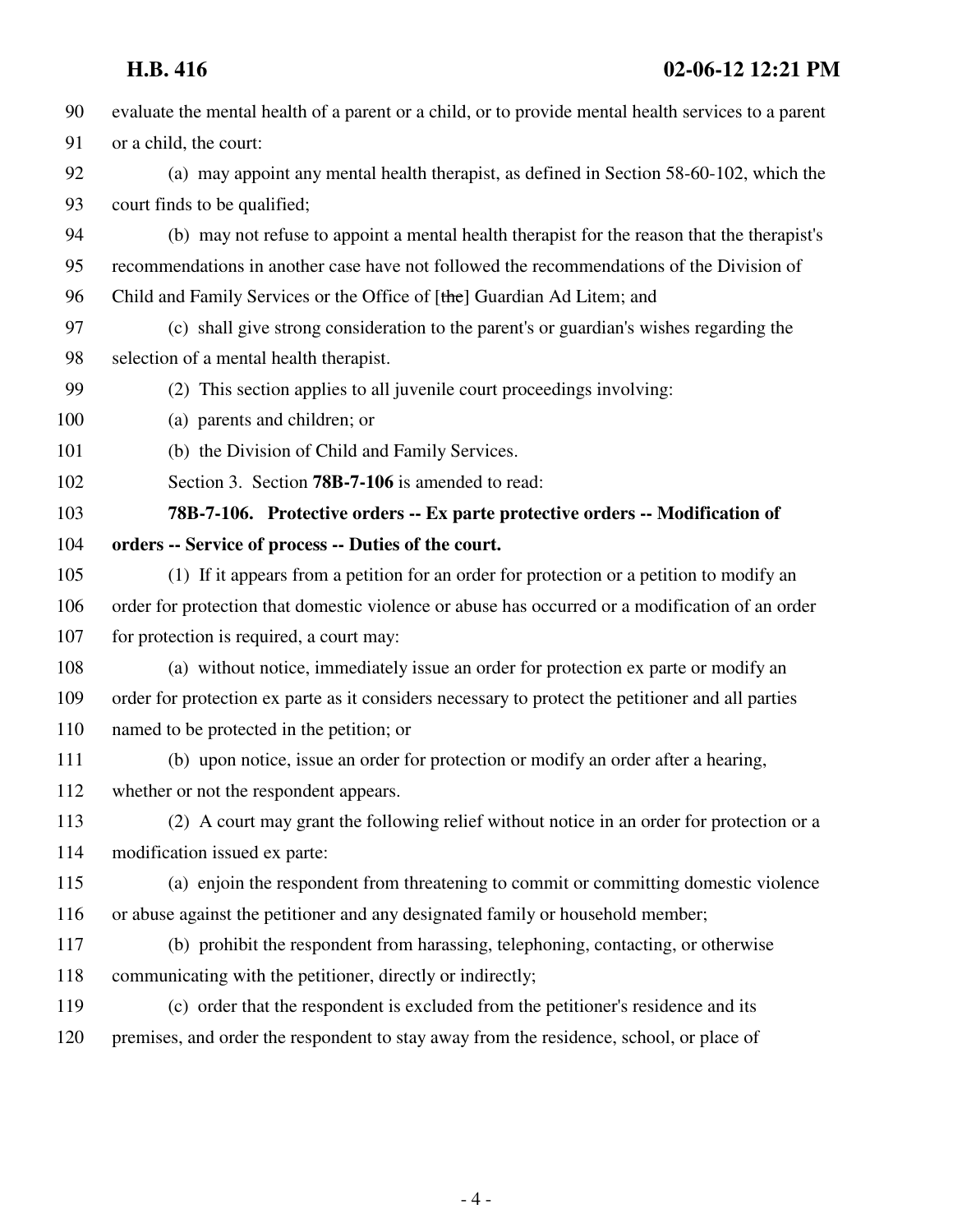evaluate the mental health of a parent or a child, or to provide mental health services to a parent or a child, the court:

(a) may appoint any mental health therapist, as defined in Section 58-60-102, which the court finds to be qualified;

(b) may not refuse to appoint a mental health therapist for the reason that the therapist's recommendations in another case have not followed the recommendations of the Division of Child and Family Services or the Office of [~~the~~] Guardian Ad Litem; and

(c) shall give strong consideration to the parent's or guardian's wishes regarding the selection of a mental health therapist.

(2) This section applies to all juvenile court proceedings involving:

(a) parents and children; or

(b) the Division of Child and Family Services.

Section 3. Section **78B-7-106** is amended to read:

**78B-7-106. Protective orders -- Ex parte protective orders -- Modification of orders -- Service of process -- Duties of the court.**

(1) If it appears from a petition for an order for protection or a petition to modify an order for protection that domestic violence or abuse has occurred or a modification of an order for protection is required, a court may:

(a) without notice, immediately issue an order for protection ex parte or modify an order for protection ex parte as it considers necessary to protect the petitioner and all parties named to be protected in the petition; or

(b) upon notice, issue an order for protection or modify an order after a hearing, whether or not the respondent appears.

(2) A court may grant the following relief without notice in an order for protection or a modification issued ex parte:

(a) enjoin the respondent from threatening to commit or committing domestic violence or abuse against the petitioner and any designated family or household member;

(b) prohibit the respondent from harassing, telephoning, contacting, or otherwise communicating with the petitioner, directly or indirectly;

(c) order that the respondent is excluded from the petitioner's residence and its premises, and order the respondent to stay away from the residence, school, or place of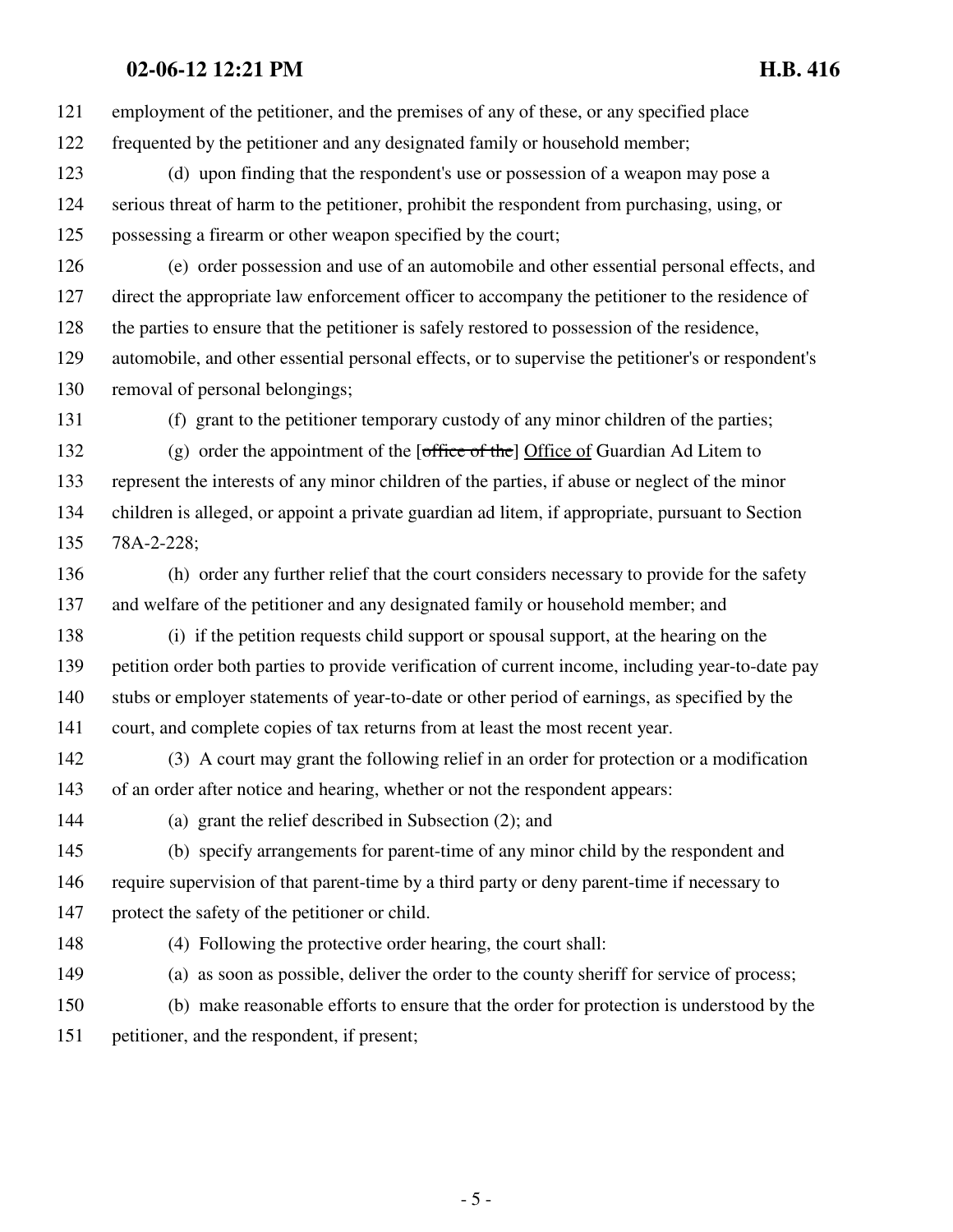employment of the petitioner, and the premises of any of these, or any specified place frequented by the petitioner and any designated family or household member;

(d) upon finding that the respondent's use or possession of a weapon may pose a serious threat of harm to the petitioner, prohibit the respondent from purchasing, using, or possessing a firearm or other weapon specified by the court;

(e) order possession and use of an automobile and other essential personal effects, and direct the appropriate law enforcement officer to accompany the petitioner to the residence of the parties to ensure that the petitioner is safely restored to possession of the residence, automobile, and other essential personal effects, or to supervise the petitioner's or respondent's removal of personal belongings;

(f) grant to the petitioner temporary custody of any minor children of the parties;

(g) order the appointment of the [~~office of the~~] <u>Office of</u> Guardian Ad Litem to represent the interests of any minor children of the parties, if abuse or neglect of the minor children is alleged, or appoint a private guardian ad litem, if appropriate, pursuant to Section 78A-2-228;

(h) order any further relief that the court considers necessary to provide for the safety and welfare of the petitioner and any designated family or household member; and

(i) if the petition requests child support or spousal support, at the hearing on the petition order both parties to provide verification of current income, including year-to-date pay stubs or employer statements of year-to-date or other period of earnings, as specified by the court, and complete copies of tax returns from at least the most recent year.

(3) A court may grant the following relief in an order for protection or a modification of an order after notice and hearing, whether or not the respondent appears:

(a) grant the relief described in Subsection (2); and

(b) specify arrangements for parent-time of any minor child by the respondent and require supervision of that parent-time by a third party or deny parent-time if necessary to protect the safety of the petitioner or child.

(4) Following the protective order hearing, the court shall:

(a) as soon as possible, deliver the order to the county sheriff for service of process;

(b) make reasonable efforts to ensure that the order for protection is understood by the petitioner, and the respondent, if present;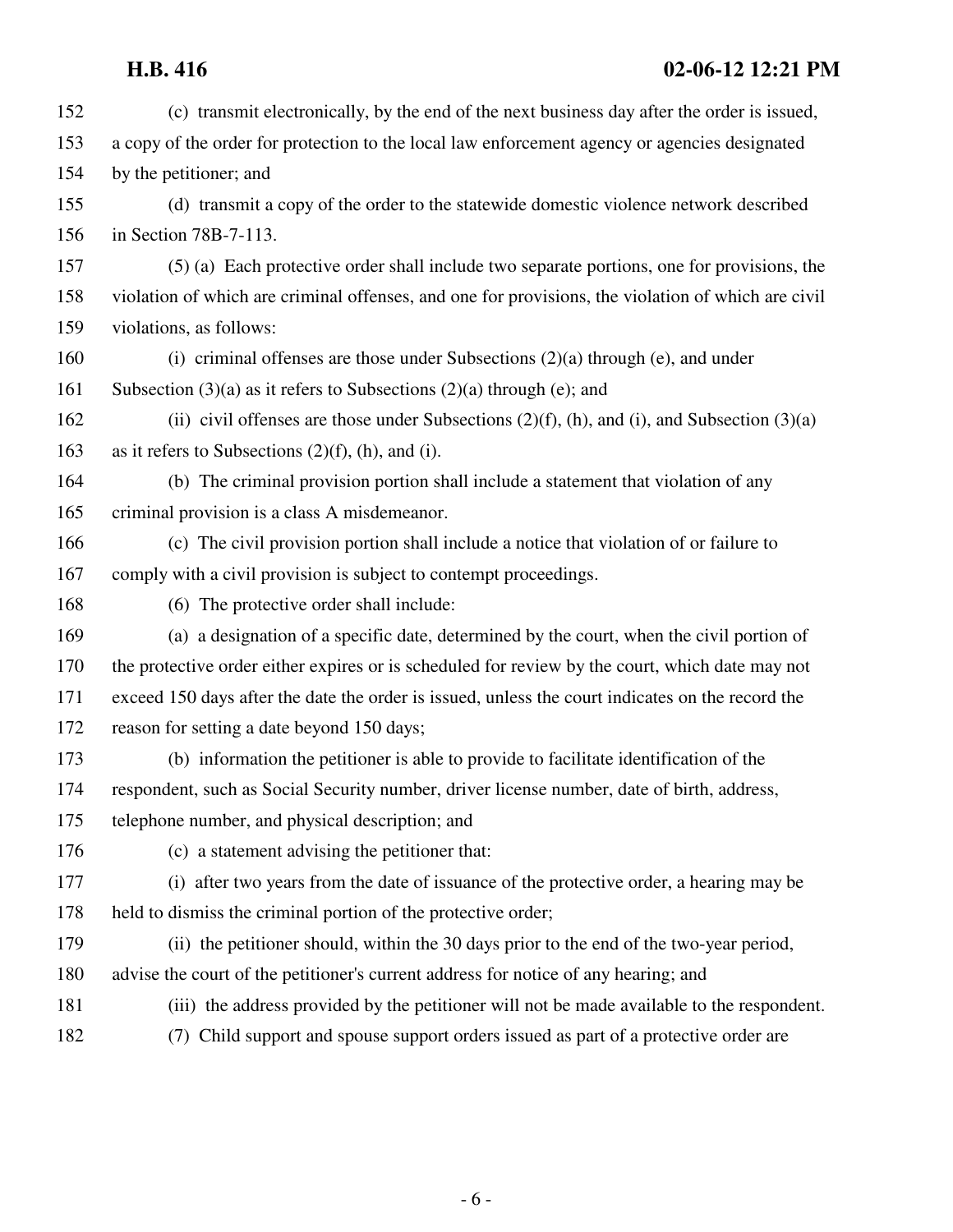(c) transmit electronically, by the end of the next business day after the order is issued, a copy of the order for protection to the local law enforcement agency or agencies designated by the petitioner; and

(d) transmit a copy of the order to the statewide domestic violence network described in Section 78B-7-113.

(5) (a) Each protective order shall include two separate portions, one for provisions, the violation of which are criminal offenses, and one for provisions, the violation of which are civil violations, as follows:

(i) criminal offenses are those under Subsections (2)(a) through (e), and under Subsection (3)(a) as it refers to Subsections (2)(a) through (e); and

(ii) civil offenses are those under Subsections (2)(f), (h), and (i), and Subsection (3)(a) as it refers to Subsections (2)(f), (h), and (i).

(b) The criminal provision portion shall include a statement that violation of any criminal provision is a class A misdemeanor.

(c) The civil provision portion shall include a notice that violation of or failure to comply with a civil provision is subject to contempt proceedings.

(6) The protective order shall include:

(a) a designation of a specific date, determined by the court, when the civil portion of the protective order either expires or is scheduled for review by the court, which date may not exceed 150 days after the date the order is issued, unless the court indicates on the record the reason for setting a date beyond 150 days;

(b) information the petitioner is able to provide to facilitate identification of the respondent, such as Social Security number, driver license number, date of birth, address, telephone number, and physical description; and

(c) a statement advising the petitioner that:

(i) after two years from the date of issuance of the protective order, a hearing may be held to dismiss the criminal portion of the protective order;

(ii) the petitioner should, within the 30 days prior to the end of the two-year period, advise the court of the petitioner's current address for notice of any hearing; and

(iii) the address provided by the petitioner will not be made available to the respondent.

(7) Child support and spouse support orders issued as part of a protective order are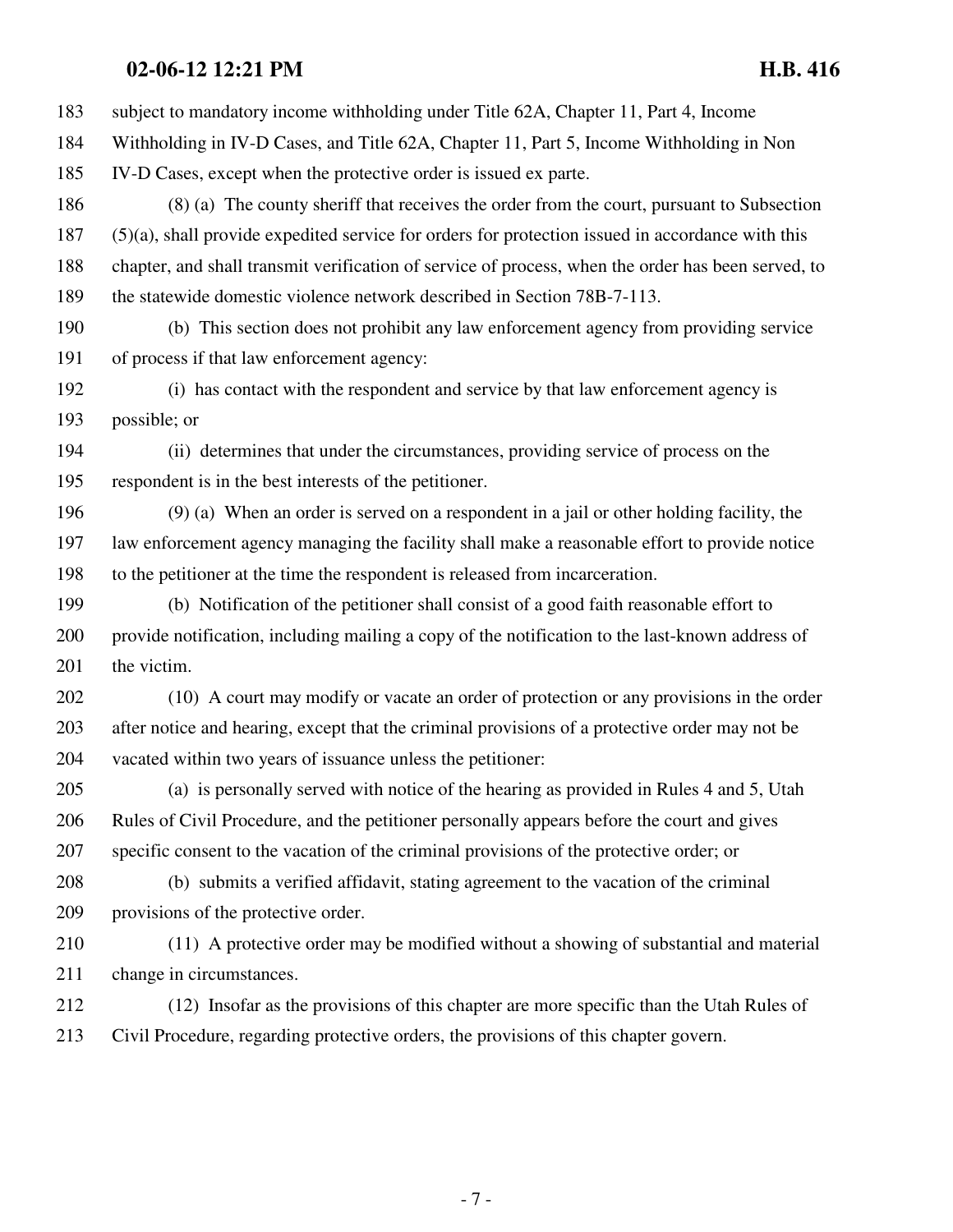subject to mandatory income withholding under Title 62A, Chapter 11, Part 4, Income Withholding in IV-D Cases, and Title 62A, Chapter 11, Part 5, Income Withholding in Non IV-D Cases, except when the protective order is issued ex parte.

(8) (a) The county sheriff that receives the order from the court, pursuant to Subsection (5)(a), shall provide expedited service for orders for protection issued in accordance with this chapter, and shall transmit verification of service of process, when the order has been served, to the statewide domestic violence network described in Section 78B-7-113.

(b) This section does not prohibit any law enforcement agency from providing service of process if that law enforcement agency:

(i) has contact with the respondent and service by that law enforcement agency is possible; or

(ii) determines that under the circumstances, providing service of process on the respondent is in the best interests of the petitioner.

(9) (a) When an order is served on a respondent in a jail or other holding facility, the law enforcement agency managing the facility shall make a reasonable effort to provide notice to the petitioner at the time the respondent is released from incarceration.

(b) Notification of the petitioner shall consist of a good faith reasonable effort to provide notification, including mailing a copy of the notification to the last-known address of the victim.

(10) A court may modify or vacate an order of protection or any provisions in the order after notice and hearing, except that the criminal provisions of a protective order may not be vacated within two years of issuance unless the petitioner:

(a) is personally served with notice of the hearing as provided in Rules 4 and 5, Utah Rules of Civil Procedure, and the petitioner personally appears before the court and gives specific consent to the vacation of the criminal provisions of the protective order; or

(b) submits a verified affidavit, stating agreement to the vacation of the criminal provisions of the protective order.

(11) A protective order may be modified without a showing of substantial and material change in circumstances.

(12) Insofar as the provisions of this chapter are more specific than the Utah Rules of Civil Procedure, regarding protective orders, the provisions of this chapter govern.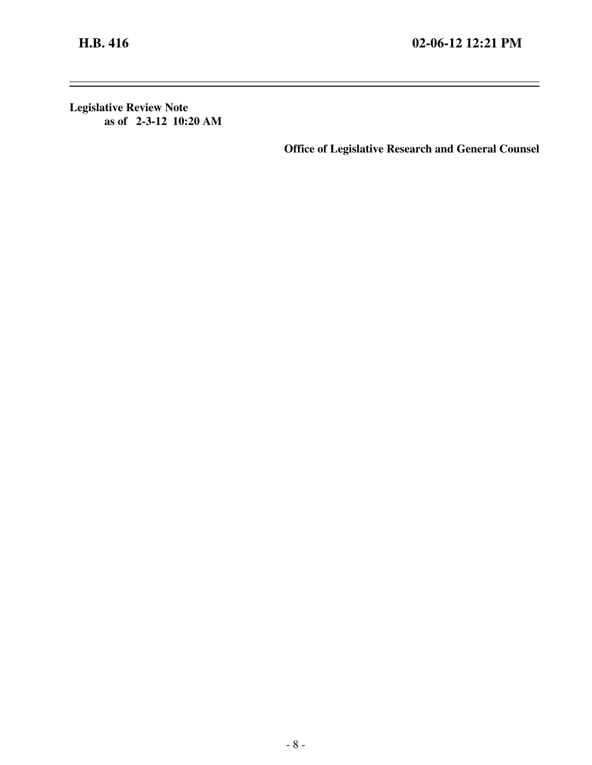**Legislative Review Note**
**as of 2-3-12 10:20 AM**

**Office of Legislative Research and General Counsel**